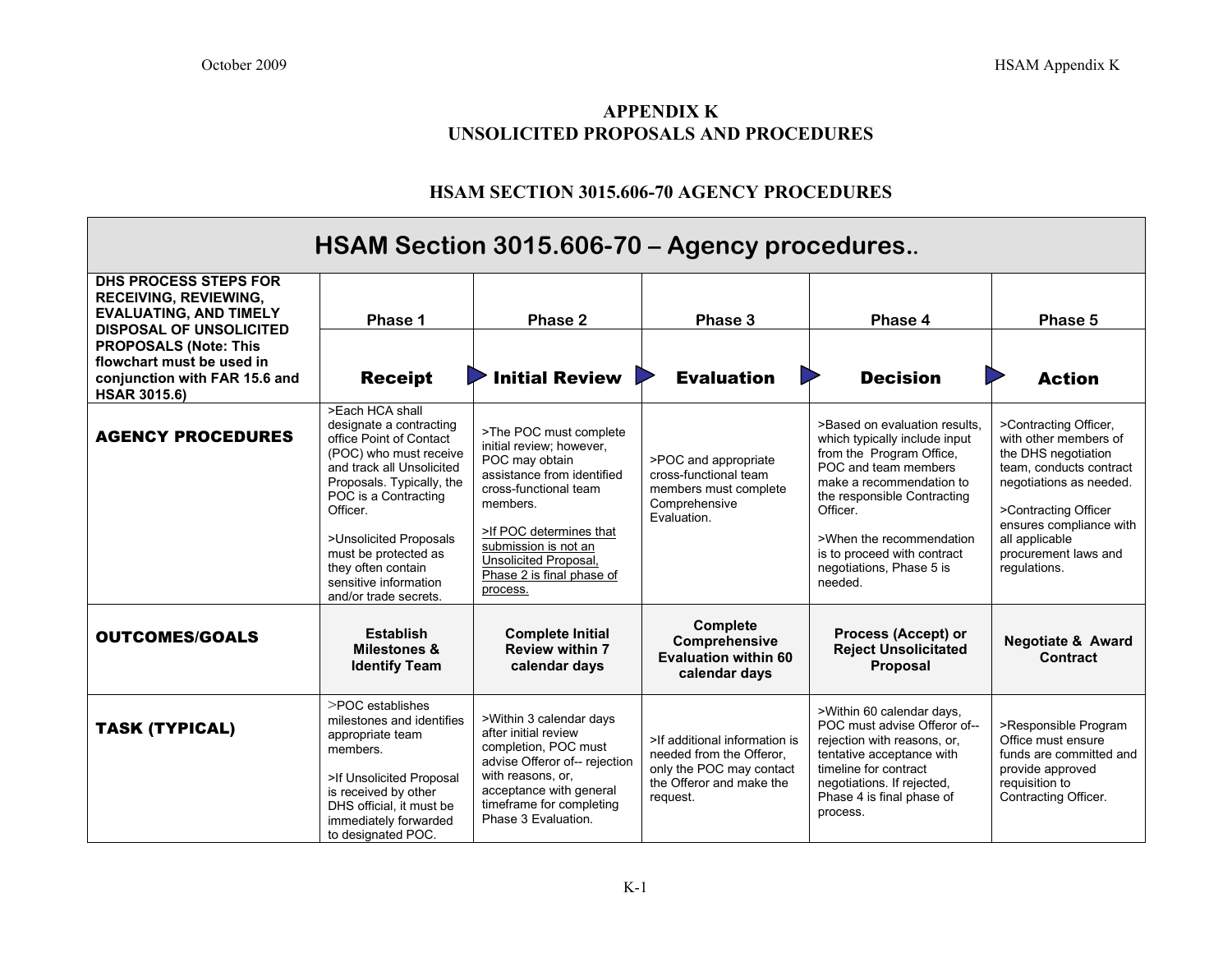# APPENDIX K
# UNSOLICITED PROPOSALS AND PROCEDURES

## HSAM SECTION 3015.606-70 AGENCY PROCEDURES

| HSAM Section 3015.606-70 – Agency procedures.. | | | | | |
|---|---|---|---|---|---|
| **DHS PROCESS STEPS FOR RECEIVING, REVIEWING, EVALUATING, AND TIMELY DISPOSAL OF UNSOLICITED PROPOSALS (Note: This flowchart must be used in conjunction with FAR 15.6 and HSAR 3015.6)** | **Phase 1**<br>**Receipt** | **Phase 2**<br>**Initial Review** | **Phase 3**<br>**Evaluation** | **Phase 4**<br>**Decision** | **Phase 5**<br>**Action** |
| **AGENCY PROCEDURES** | >Each HCA shall designate a contracting office Point of Contact (POC) who must receive and track all Unsolicited Proposals. Typically, the POC is a Contracting Officer.<br><br>>Unsolicited Proposals must be protected as they often contain sensitive information and/or trade secrets. | >The POC must complete initial review; however, POC may obtain assistance from identified cross-functional team members.<br><br>>If POC determines that submission is not an Unsolicited Proposal, Phase 2 is final phase of process. | >POC and appropriate cross-functional team members must complete Comprehensive Evaluation. | >Based on evaluation results, which typically include input from the Program Office, POC and team members make a recommendation to the responsible Contracting Officer.<br><br>>When the recommendation is to proceed with contract negotiations, Phase 5 is needed. | >Contracting Officer, with other members of the DHS negotiation team, conducts contract negotiations as needed.<br><br>>Contracting Officer ensures compliance with all applicable procurement laws and regulations. |
| **OUTCOMES/GOALS** | **Establish Milestones & Identify Team** | **Complete Initial Review within 7 calendar days** | **Complete Comprehensive Evaluation within 60 calendar days** | **Process (Accept) or Reject Unsolicitated Proposal** | **Negotiate & Award Contract** |
| **TASK (TYPICAL)** | >POC establishes milestones and identifies appropriate team members.<br><br>>If Unsolicited Proposal is received by other DHS official, it must be immediately forwarded to designated POC. | >Within 3 calendar days after initial review completion, POC must advise Offeror of-- rejection with reasons, or, acceptance with general timeframe for completing Phase 3 Evaluation. | >If additional information is needed from the Offeror, only the POC may contact the Offeror and make the request. | >Within 60 calendar days, POC must advise Offeror of-- rejection with reasons, or, tentative acceptance with timeline for contract negotiations. If rejected, Phase 4 is final phase of process. | >Responsible Program Office must ensure funds are committed and provide approved requisition to Contracting Officer. |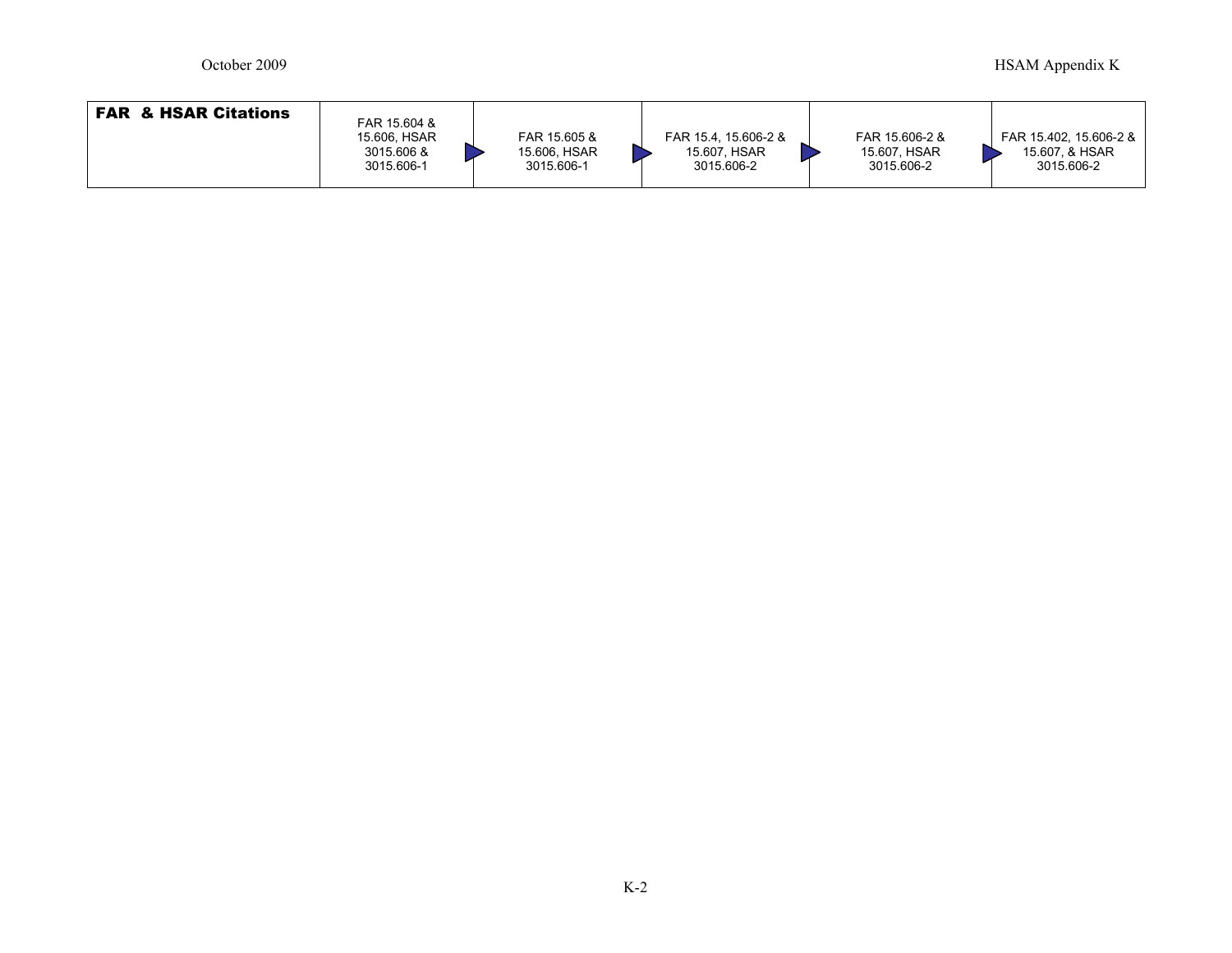| | | | | | |
|---|---|---|---|---|---|
| **FAR & HSAR Citations** | FAR 15.604 & 15.606, HSAR 3015.606 & 3015.606-1 | FAR 15.605 & 15.606, HSAR 3015.606-1 | FAR 15.4, 15.606-2 & 15.607, HSAR 3015.606-2 | FAR 15.606-2 & 15.607, HSAR 3015.606-2 | FAR 15.402, 15.606-2 & 15.607, & HSAR 3015.606-2 |